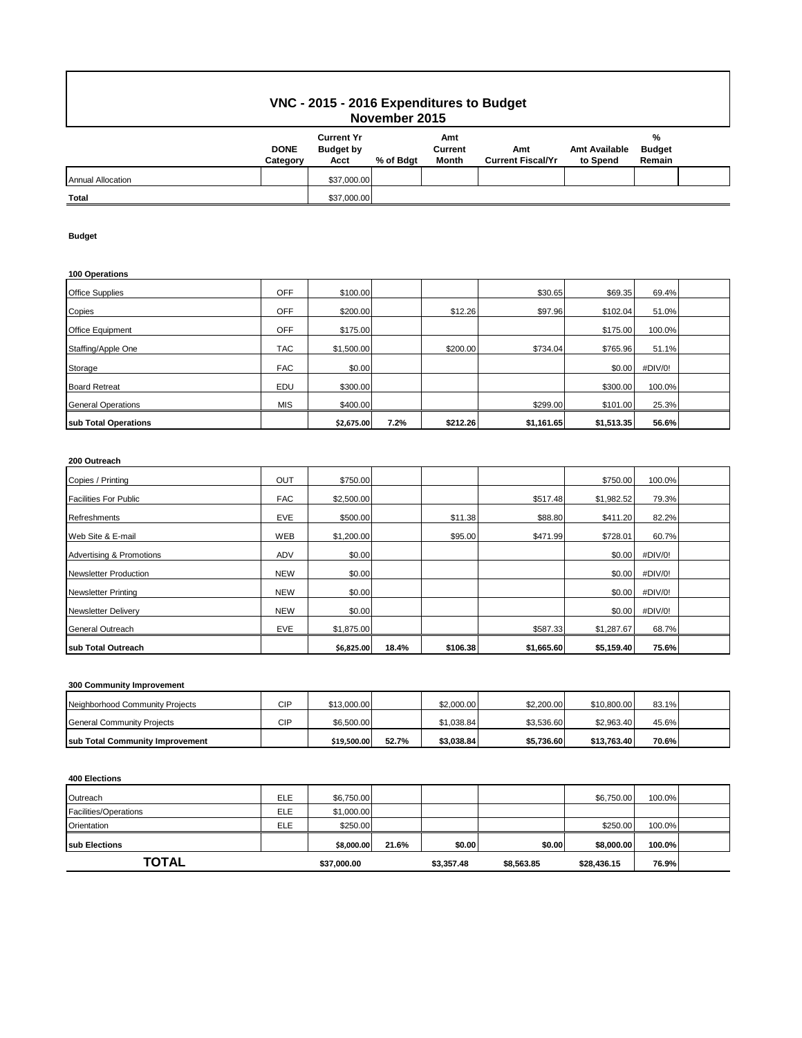# VNC - 2015 - 2016 Expenditures to Budget

## November 2015

| | DONE Category | Current Yr Budget by Acct | % of Bdgt | Amt Current Month | Amt Current Fiscal/Yr | Amt Available to Spend | % Budget Remain |
|---|---|---|---|---|---|---|---|
| Annual Allocation | | $37,000.00 | | | | | |
| **Total** | | $37,000.00 | | | | | |

**Budget**

**100 Operations**

| | | | | | | | |
|---|---|---|---|---|---|---|---|
| Office Supplies | OFF | $100.00 | | | $30.65 | $69.35 | 69.4% |
| Copies | OFF | $200.00 | | $12.26 | $97.96 | $102.04 | 51.0% |
| Office Equipment | OFF | $175.00 | | | | $175.00 | 100.0% |
| Staffing/Apple One | TAC | $1,500.00 | | $200.00 | $734.04 | $765.96 | 51.1% |
| Storage | FAC | $0.00 | | | | $0.00 | #DIV/0! |
| Board Retreat | EDU | $300.00 | | | | $300.00 | 100.0% |
| General Operations | MIS | $400.00 | | | $299.00 | $101.00 | 25.3% |
| **sub Total Operations** | | **$2,675.00** | **7.2%** | **$212.26** | **$1,161.65** | **$1,513.35** | **56.6%** |

**200 Outreach**

| | | | | | | | |
|---|---|---|---|---|---|---|---|
| Copies / Printing | OUT | $750.00 | | | | $750.00 | 100.0% |
| Facilities For Public | FAC | $2,500.00 | | | $517.48 | $1,982.52 | 79.3% |
| Refreshments | EVE | $500.00 | | $11.38 | $88.80 | $411.20 | 82.2% |
| Web Site & E-mail | WEB | $1,200.00 | | $95.00 | $471.99 | $728.01 | 60.7% |
| Advertising & Promotions | ADV | $0.00 | | | | $0.00 | #DIV/0! |
| Newsletter Production | NEW | $0.00 | | | | $0.00 | #DIV/0! |
| Newsletter Printing | NEW | $0.00 | | | | $0.00 | #DIV/0! |
| Newsletter Delivery | NEW | $0.00 | | | | $0.00 | #DIV/0! |
| General Outreach | EVE | $1,875.00 | | | $587.33 | $1,287.67 | 68.7% |
| **sub Total Outreach** | | **$6,825.00** | **18.4%** | **$106.38** | **$1,665.60** | **$5,159.40** | **75.6%** |

**300 Community Improvement**

| | | | | | | | |
|---|---|---|---|---|---|---|---|
| Neighborhood Community Projects | CIP | $13,000.00 | | $2,000.00 | $2,200.00 | $10,800.00 | 83.1% |
| General Community Projects | CIP | $6,500.00 | | $1,038.84 | $3,536.60 | $2,963.40 | 45.6% |
| **sub Total Community Improvement** | | **$19,500.00** | **52.7%** | **$3,038.84** | **$5,736.60** | **$13,763.40** | **70.6%** |

**400 Elections**

| | | | | | | | |
|---|---|---|---|---|---|---|---|
| Outreach | ELE | $6,750.00 | | | | $6,750.00 | 100.0% |
| Facilities/Operations | ELE | $1,000.00 | | | | | |
| Orientation | ELE | $250.00 | | | | $250.00 | 100.0% |
| **sub Elections** | | **$8,000.00** | **21.6%** | **$0.00** | **$0.00** | **$8,000.00** | **100.0%** |
| **TOTAL** | | **$37,000.00** | | **$3,357.48** | **$8,563.85** | **$28,436.15** | **76.9%** |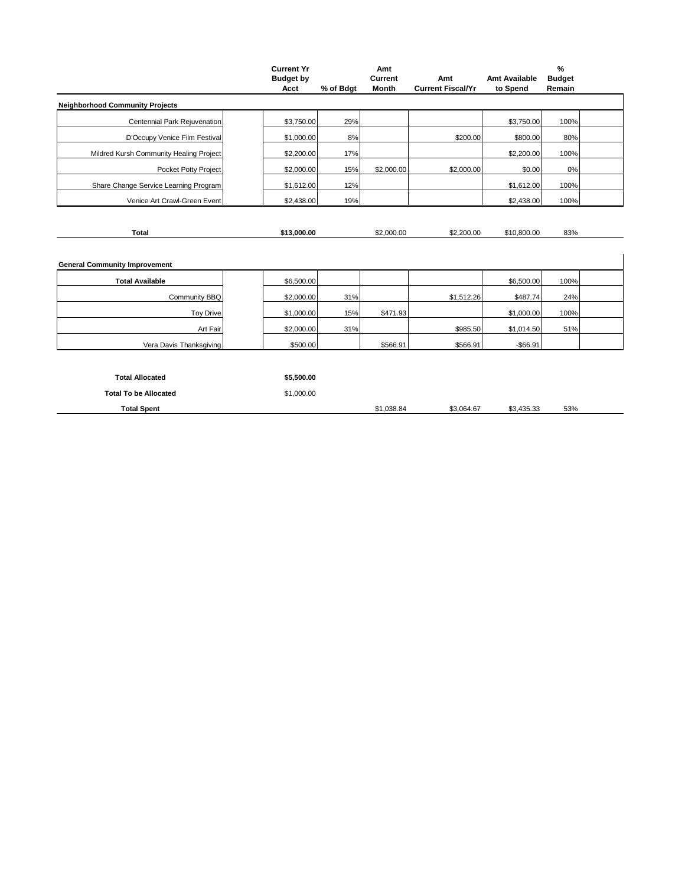| | Current Yr Budget by Acct | % of Bdgt | Amt Current Month | Amt Current Fiscal/Yr | Amt Available to Spend | % Budget Remain |
|---|---|---|---|---|---|---|
| **Neighborhood Community Projects** | | | | | | |
| Centennial Park Rejuvenation | $3,750.00 | 29% | | | $3,750.00 | 100% |
| D'Occupy Venice Film Festival | $1,000.00 | 8% | | $200.00 | $800.00 | 80% |
| Mildred Kursh Community Healing Project | $2,200.00 | 17% | | | $2,200.00 | 100% |
| Pocket Potty Project | $2,000.00 | 15% | $2,000.00 | $2,000.00 | $0.00 | 0% |
| Share Change Service Learning Program | $1,612.00 | 12% | | | $1,612.00 | 100% |
| Venice Art Crawl-Green Event | $2,438.00 | 19% | | | $2,438.00 | 100% |
| **Total** | **$13,000.00** | | $2,000.00 | $2,200.00 | $10,800.00 | 83% |
| **General Community Improvement** | | | | | | |
| **Total Available** | $6,500.00 | | | | $6,500.00 | 100% |
| Community BBQ | $2,000.00 | 31% | | $1,512.26 | $487.74 | 24% |
| Toy Drive | $1,000.00 | 15% | $471.93 | | $1,000.00 | 100% |
| Art Fair | $2,000.00 | 31% | | $985.50 | $1,014.50 | 51% |
| Vera Davis Thanksgiving | $500.00 | | $566.91 | $566.91 | -$66.91 | |
| **Total Allocated** | **$5,500.00** | | | | | |
| **Total To be Allocated** | $1,000.00 | | | | | |
| **Total Spent** | | | $1,038.84 | $3,064.67 | $3,435.33 | 53% |